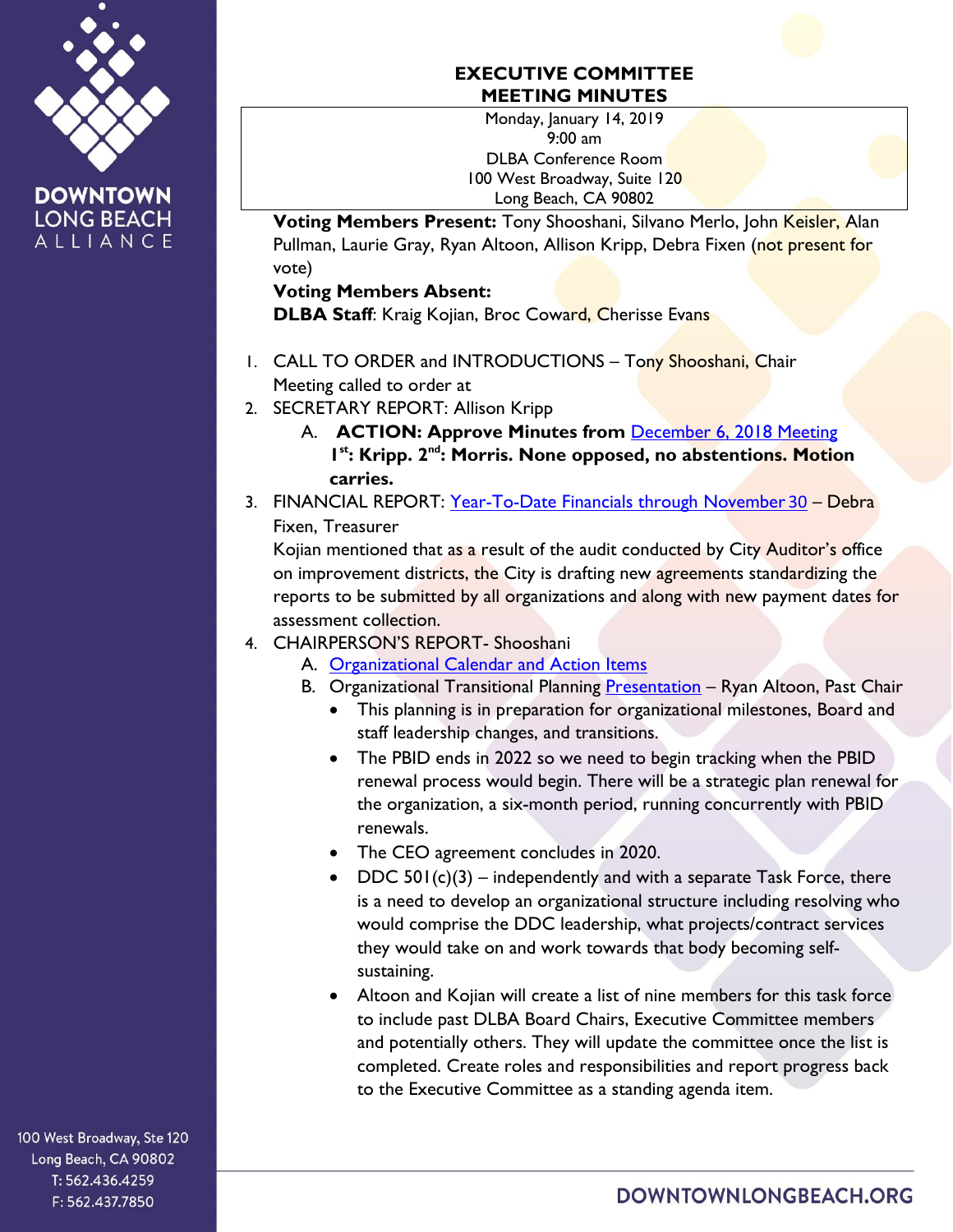# EXECUTIVE COMMITTEE
## MEETING MINUTES

Monday, January 14, 2019
9:00 am
DLBA Conference Room
100 West Broadway, Suite 120
Long Beach, CA 90802

**Voting Members Present:** Tony Shooshani, Silvano Merlo, John Keisler, Alan Pullman, Laurie Gray, Ryan Altoon, Allison Kripp, Debra Fixen (not present for vote)
**Voting Members Absent:**
**DLBA Staff**: Kraig Kojian, Broc Coward, Cherisse Evans

1. CALL TO ORDER and INTRODUCTIONS – Tony Shooshani, Chair
   Meeting called to order at
2. SECRETARY REPORT: Allison Kripp
   A. **ACTION: Approve Minutes from** [December 6, 2018 Meeting]
      **1st: Kripp. 2nd: Morris. None opposed, no abstentions. Motion carries.**
3. FINANCIAL REPORT: [Year-To-Date Financials through November 30] – Debra Fixen, Treasurer
   Kojian mentioned that as a result of the audit conducted by City Auditor's office on improvement districts, the City is drafting new agreements standardizing the reports to be submitted by all organizations and along with new payment dates for assessment collection.
4. CHAIRPERSON'S REPORT- Shooshani
   A. [Organizational Calendar and Action Items]
   B. Organizational Transitional Planning [Presentation] – Ryan Altoon, Past Chair
      - This planning is in preparation for organizational milestones, Board and staff leadership changes, and transitions.
      - The PBID ends in 2022 so we need to begin tracking when the PBID renewal process would begin. There will be a strategic plan renewal for the organization, a six-month period, running concurrently with PBID renewals.
      - The CEO agreement concludes in 2020.
      - DDC 501(c)(3) – independently and with a separate Task Force, there is a need to develop an organizational structure including resolving who would comprise the DDC leadership, what projects/contract services they would take on and work towards that body becoming self-sustaining.
      - Altoon and Kojian will create a list of nine members for this task force to include past DLBA Board Chairs, Executive Committee members and potentially others. They will update the committee once the list is completed. Create roles and responsibilities and report progress back to the Executive Committee as a standing agenda item.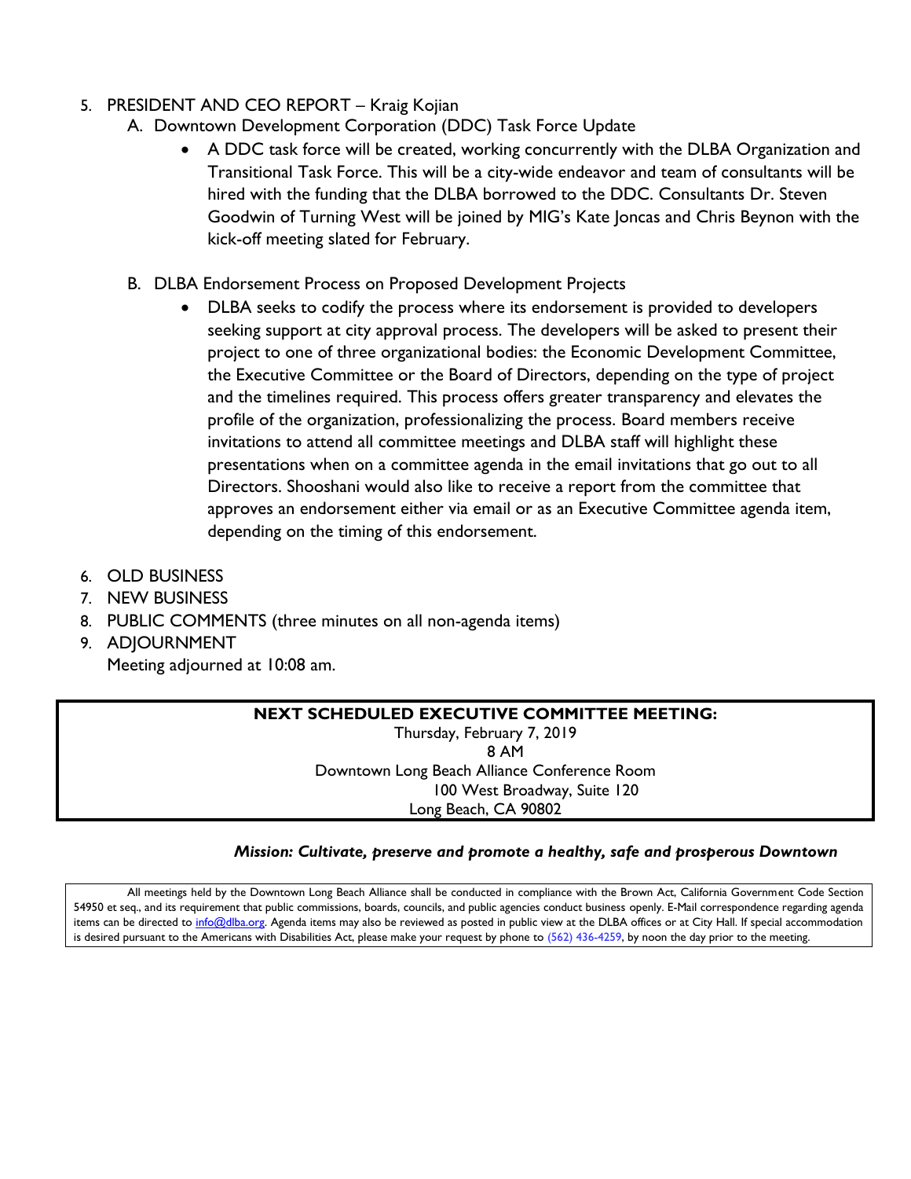5. PRESIDENT AND CEO REPORT – Kraig Kojian
   A. Downtown Development Corporation (DDC) Task Force Update
      - A DDC task force will be created, working concurrently with the DLBA Organization and Transitional Task Force. This will be a city-wide endeavor and team of consultants will be hired with the funding that the DLBA borrowed to the DDC. Consultants Dr. Steven Goodwin of Turning West will be joined by MIG's Kate Joncas and Chris Beynon with the kick-off meeting slated for February.

   B. DLBA Endorsement Process on Proposed Development Projects
      - DLBA seeks to codify the process where its endorsement is provided to developers seeking support at city approval process. The developers will be asked to present their project to one of three organizational bodies: the Economic Development Committee, the Executive Committee or the Board of Directors, depending on the type of project and the timelines required. This process offers greater transparency and elevates the profile of the organization, professionalizing the process. Board members receive invitations to attend all committee meetings and DLBA staff will highlight these presentations when on a committee agenda in the email invitations that go out to all Directors. Shooshani would also like to receive a report from the committee that approves an endorsement either via email or as an Executive Committee agenda item, depending on the timing of this endorsement.

6. OLD BUSINESS
7. NEW BUSINESS
8. PUBLIC COMMENTS (three minutes on all non-agenda items)
9. ADJOURNMENT
   Meeting adjourned at 10:08 am.

**NEXT SCHEDULED EXECUTIVE COMMITTEE MEETING:**
Thursday, February 7, 2019
8 AM
Downtown Long Beach Alliance Conference Room
100 West Broadway, Suite 120
Long Beach, CA 90802

***Mission: Cultivate, preserve and promote a healthy, safe and prosperous Downtown***

All meetings held by the Downtown Long Beach Alliance shall be conducted in compliance with the Brown Act, California Government Code Section 54950 et seq., and its requirement that public commissions, boards, councils, and public agencies conduct business openly. E-Mail correspondence regarding agenda items can be directed to info@dlba.org. Agenda items may also be reviewed as posted in public view at the DLBA offices or at City Hall. If special accommodation is desired pursuant to the Americans with Disabilities Act, please make your request by phone to (562) 436-4259, by noon the day prior to the meeting.